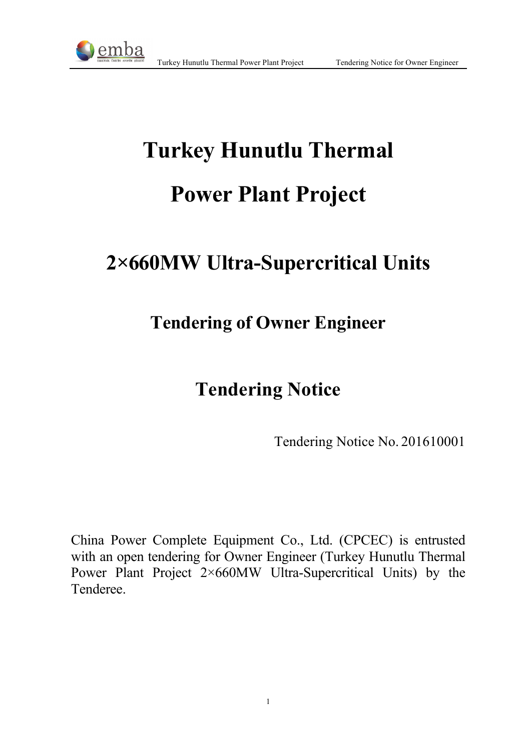# Turkey Hunutlu Thermal Power Plant Project

## 2×660MW Ultra-Supercritical Units

### Tendering of Owner Engineer

## Tendering Notice

Tendering Notice No. 201610001

China Power Complete Equipment Co., Ltd. (CPCEC) is entrusted with an open tendering for Owner Engineer (Turkey Hunutlu Thermal Power Plant Project 2×660MW Ultra-Supercritical Units) by the Tenderee.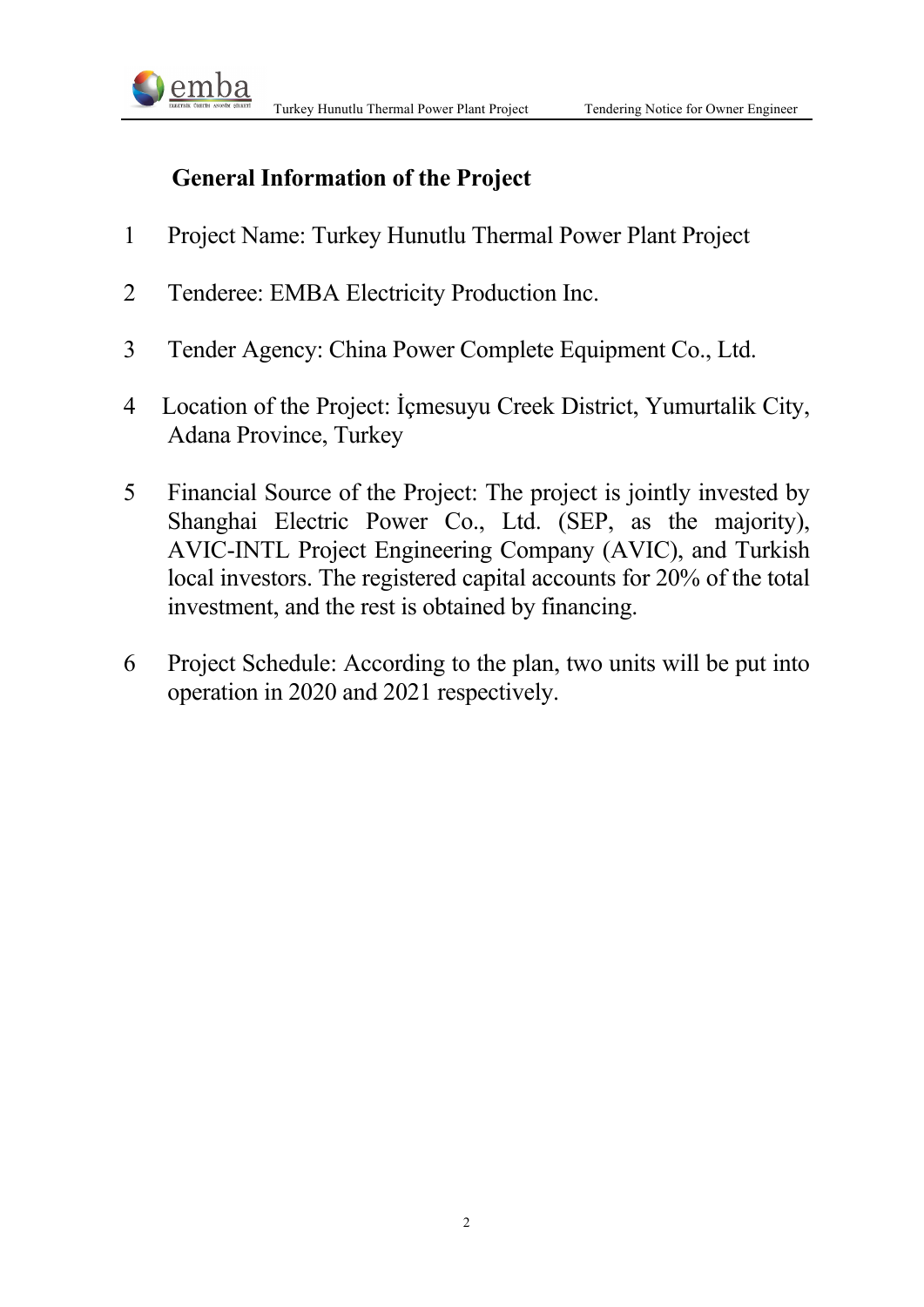## General Information of the Project

1. Project Name: Turkey Hunutlu Thermal Power Plant Project

2. Tenderee: EMBA Electricity Production Inc.

3. Tender Agency: China Power Complete Equipment Co., Ltd.

4. Location of the Project: İçmesuyu Creek District, Yumurtalik City, Adana Province, Turkey

5. Financial Source of the Project: The project is jointly invested by Shanghai Electric Power Co., Ltd. (SEP, as the majority), AVIC-INTL Project Engineering Company (AVIC), and Turkish local investors. The registered capital accounts for 20% of the total investment, and the rest is obtained by financing.

6. Project Schedule: According to the plan, two units will be put into operation in 2020 and 2021 respectively.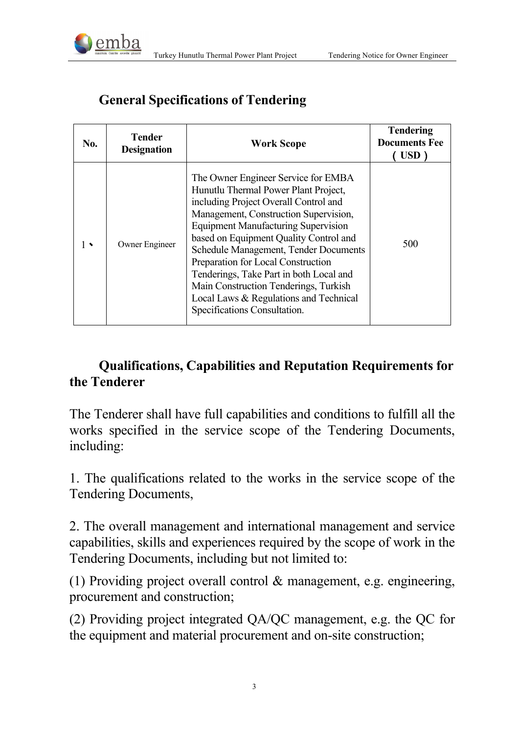## General Specifications of Tendering

| No. | Tender Designation | Work Scope | Tendering Documents Fee ( USD ) |
| --- | --- | --- | --- |
| 1、 | Owner Engineer | The Owner Engineer Service for EMBA Hunutlu Thermal Power Plant Project, including Project Overall Control and Management, Construction Supervision, Equipment Manufacturing Supervision based on Equipment Quality Control and Schedule Management, Tender Documents Preparation for Local Construction Tenderings, Take Part in both Local and Main Construction Tenderings, Turkish Local Laws & Regulations and Technical Specifications Consultation. | 500 |

## Qualifications, Capabilities and Reputation Requirements for the Tenderer

The Tenderer shall have full capabilities and conditions to fulfill all the works specified in the service scope of the Tendering Documents, including:

1. The qualifications related to the works in the service scope of the Tendering Documents,

2. The overall management and international management and service capabilities, skills and experiences required by the scope of work in the Tendering Documents, including but not limited to:

(1) Providing project overall control & management, e.g. engineering, procurement and construction;

(2) Providing project integrated QA/QC management, e.g. the QC for the equipment and material procurement and on-site construction;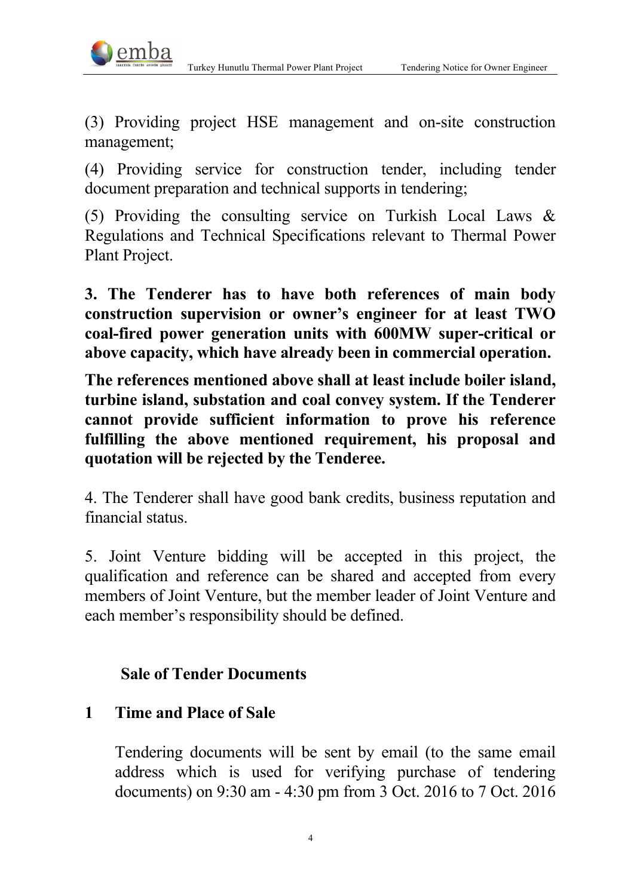(3) Providing project HSE management and on-site construction management;

(4) Providing service for construction tender, including tender document preparation and technical supports in tendering;

(5) Providing the consulting service on Turkish Local Laws & Regulations and Technical Specifications relevant to Thermal Power Plant Project.

**3. The Tenderer has to have both references of main body construction supervision or owner's engineer for at least TWO coal-fired power generation units with 600MW super-critical or above capacity, which have already been in commercial operation.**

**The references mentioned above shall at least include boiler island, turbine island, substation and coal convey system. If the Tenderer cannot provide sufficient information to prove his reference fulfilling the above mentioned requirement, his proposal and quotation will be rejected by the Tenderee.**

4. The Tenderer shall have good bank credits, business reputation and financial status.

5. Joint Venture bidding will be accepted in this project, the qualification and reference can be shared and accepted from every members of Joint Venture, but the member leader of Joint Venture and each member's responsibility should be defined.

## Sale of Tender Documents

### 1 Time and Place of Sale

Tendering documents will be sent by email (to the same email address which is used for verifying purchase of tendering documents) on 9:30 am - 4:30 pm from 3 Oct. 2016 to 7 Oct. 2016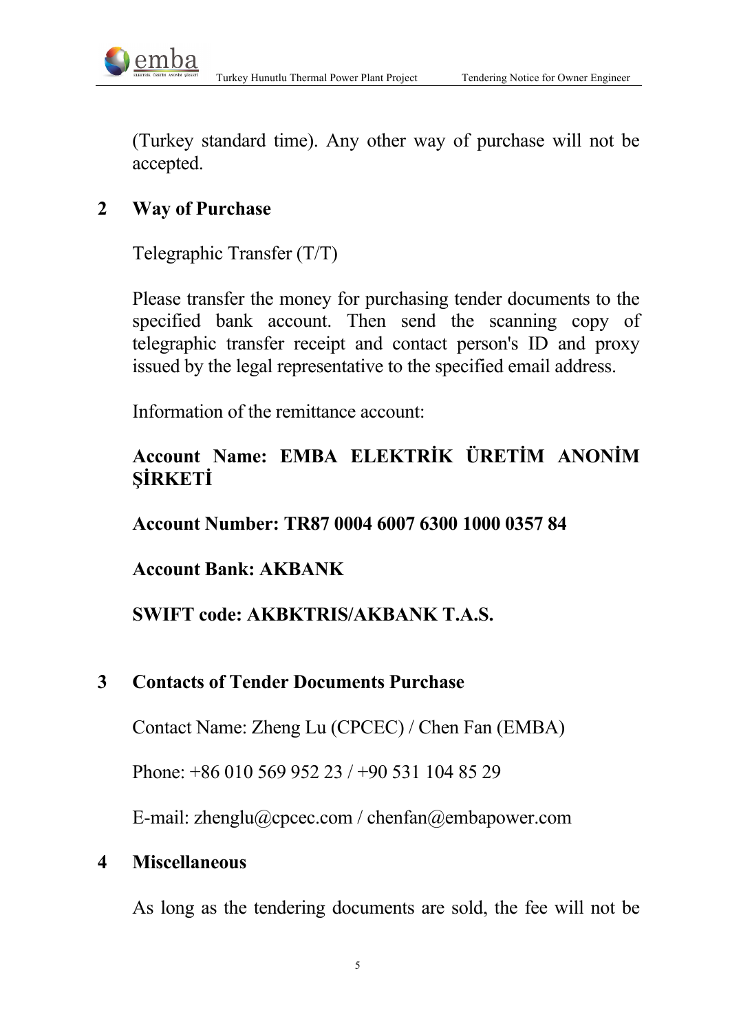(Turkey standard time). Any other way of purchase will not be accepted.

## 2 Way of Purchase

Telegraphic Transfer (T/T)

Please transfer the money for purchasing tender documents to the specified bank account. Then send the scanning copy of telegraphic transfer receipt and contact person's ID and proxy issued by the legal representative to the specified email address.

Information of the remittance account:

**Account Name: EMBA ELEKTRİK ÜRETİM ANONİM ŞİRKETİ**

**Account Number: TR87 0004 6007 6300 1000 0357 84**

**Account Bank: AKBANK**

**SWIFT code: AKBKTRIS/AKBANK T.A.S.**

## 3 Contacts of Tender Documents Purchase

Contact Name: Zheng Lu (CPCEC) / Chen Fan (EMBA)

Phone: +86 010 569 952 23 / +90 531 104 85 29

E-mail: zhenglu@cpcec.com / chenfan@embapower.com

## 4 Miscellaneous

As long as the tendering documents are sold, the fee will not be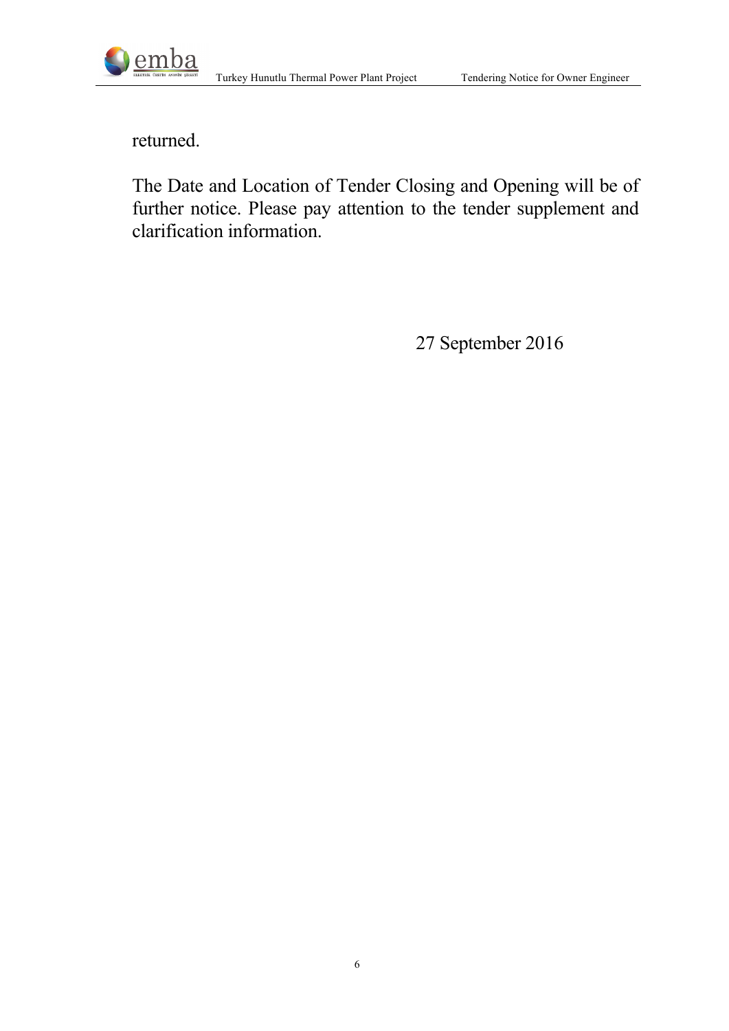returned.

The Date and Location of Tender Closing and Opening will be of further notice. Please pay attention to the tender supplement and clarification information.

27 September 2016